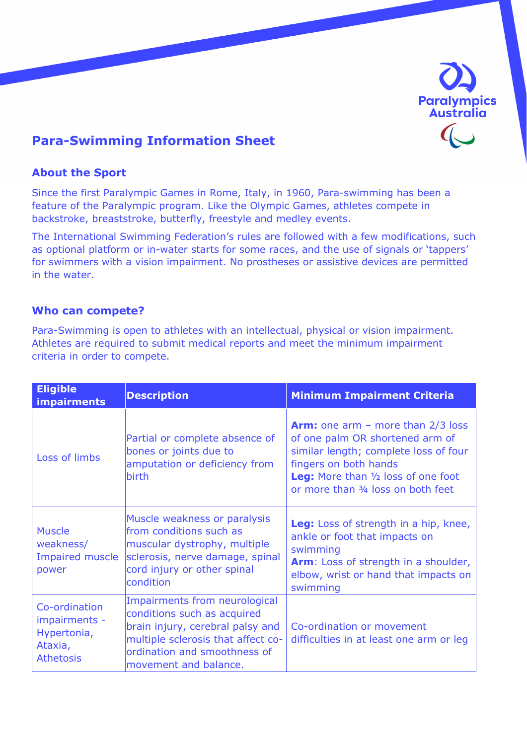Paralympics Australia

# Para-Swimming Information Sheet

## About the Sport

Since the first Paralympic Games in Rome, Italy, in 1960, Para-swimming has been a feature of the Paralympic program. Like the Olympic Games, athletes compete in backstroke, breaststroke, butterfly, freestyle and medley events.

The International Swimming Federation's rules are followed with a few modifications, such as optional platform or in-water starts for some races, and the use of signals or 'tappers' for swimmers with a vision impairment. No prostheses or assistive devices are permitted in the water.

## Who can compete?

Para-Swimming is open to athletes with an intellectual, physical or vision impairment. Athletes are required to submit medical reports and meet the minimum impairment criteria in order to compete.

| Eligible impairments | Description | Minimum Impairment Criteria |
|---|---|---|
| Loss of limbs | Partial or complete absence of bones or joints due to amputation or deficiency from birth | **Arm:** one arm – more than 2/3 loss of one palm OR shortened arm of similar length; complete loss of four fingers on both hands<br>**Leg:** More than ½ loss of one foot or more than ¾ loss on both feet |
| Muscle weakness/ Impaired muscle power | Muscle weakness or paralysis from conditions such as muscular dystrophy, multiple sclerosis, nerve damage, spinal cord injury or other spinal condition | **Leg:** Loss of strength in a hip, knee, ankle or foot that impacts on swimming<br>**Arm**: Loss of strength in a shoulder, elbow, wrist or hand that impacts on swimming |
| Co-ordination impairments - Hypertonia, Ataxia, Athetosis | Impairments from neurological conditions such as acquired brain injury, cerebral palsy and multiple sclerosis that affect co-ordination and smoothness of movement and balance. | Co-ordination or movement difficulties in at least one arm or leg |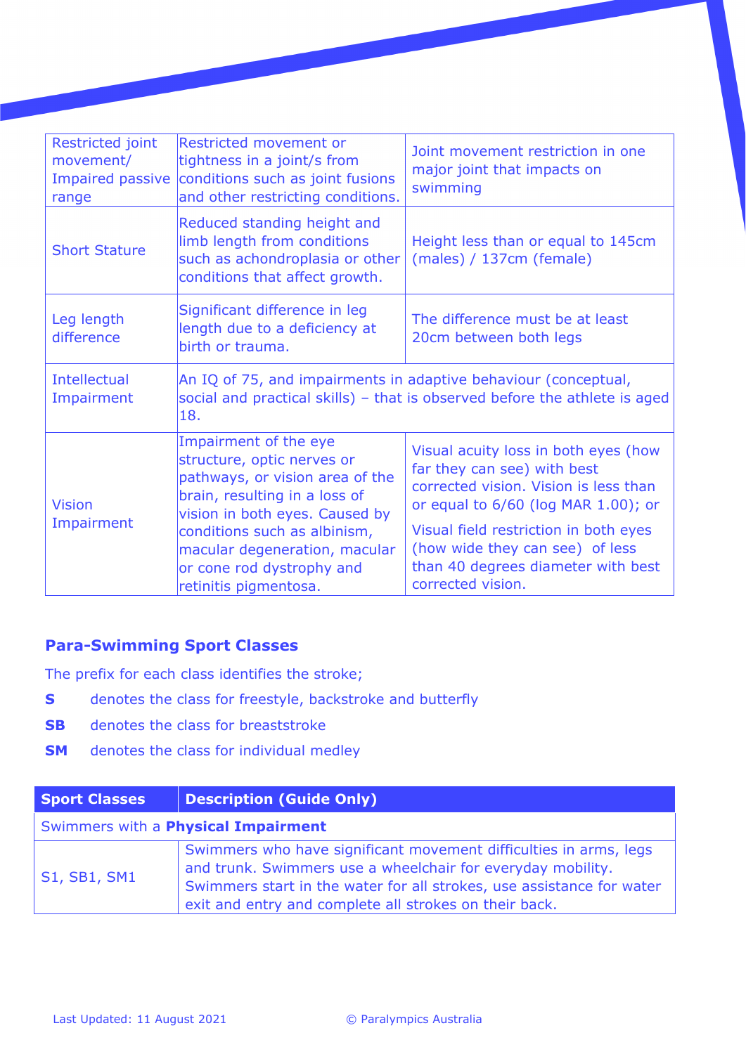| | | |
|---|---|---|
| Restricted joint movement/ Impaired passive range | Restricted movement or tightness in a joint/s from conditions such as joint fusions and other restricting conditions. | Joint movement restriction in one major joint that impacts on swimming |
| Short Stature | Reduced standing height and limb length from conditions such as achondroplasia or other conditions that affect growth. | Height less than or equal to 145cm (males) / 137cm (female) |
| Leg length difference | Significant difference in leg length due to a deficiency at birth or trauma. | The difference must be at least 20cm between both legs |
| Intellectual Impairment | An IQ of 75, and impairments in adaptive behaviour (conceptual, social and practical skills) – that is observed before the athlete is aged 18. | |
| Vision Impairment | Impairment of the eye structure, optic nerves or pathways, or vision area of the brain, resulting in a loss of vision in both eyes. Caused by conditions such as albinism, macular degeneration, macular or cone rod dystrophy and retinitis pigmentosa. | Visual acuity loss in both eyes (how far they can see) with best corrected vision. Vision is less than or equal to 6/60 (log MAR 1.00); or<br>Visual field restriction in both eyes (how wide they can see) of less than 40 degrees diameter with best corrected vision. |

## Para-Swimming Sport Classes

The prefix for each class identifies the stroke;

**S** denotes the class for freestyle, backstroke and butterfly

**SB** denotes the class for breaststroke

**SM** denotes the class for individual medley

| Sport Classes | Description (Guide Only) |
|---|---|
| Swimmers with a **Physical Impairment** | |
| S1, SB1, SM1 | Swimmers who have significant movement difficulties in arms, legs and trunk. Swimmers use a wheelchair for everyday mobility. Swimmers start in the water for all strokes, use assistance for water exit and entry and complete all strokes on their back. |

Last Updated: 11 August 2021 © Paralympics Australia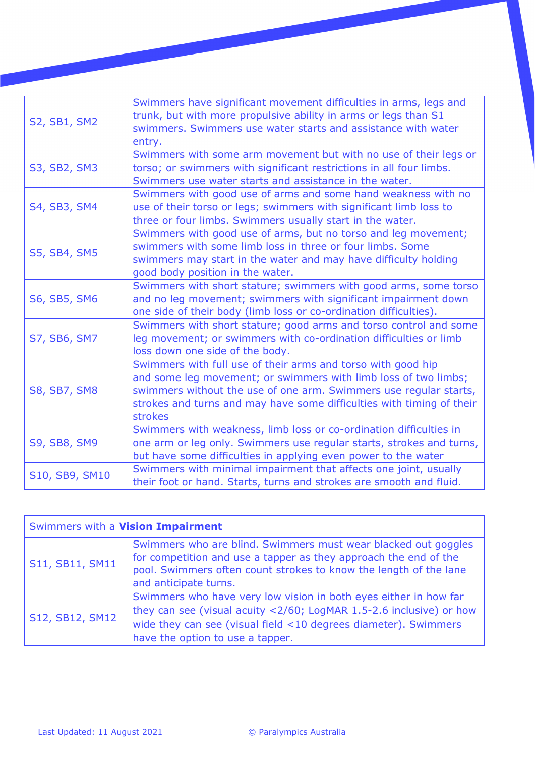| | |
|---|---|
| S2, SB1, SM2 | Swimmers have significant movement difficulties in arms, legs and trunk, but with more propulsive ability in arms or legs than S1 swimmers. Swimmers use water starts and assistance with water entry. |
| S3, SB2, SM3 | Swimmers with some arm movement but with no use of their legs or torso; or swimmers with significant restrictions in all four limbs. Swimmers use water starts and assistance in the water. |
| S4, SB3, SM4 | Swimmers with good use of arms and some hand weakness with no use of their torso or legs; swimmers with significant limb loss to three or four limbs. Swimmers usually start in the water. |
| S5, SB4, SM5 | Swimmers with good use of arms, but no torso and leg movement; swimmers with some limb loss in three or four limbs. Some swimmers may start in the water and may have difficulty holding good body position in the water. |
| S6, SB5, SM6 | Swimmers with short stature; swimmers with good arms, some torso and no leg movement; swimmers with significant impairment down one side of their body (limb loss or co-ordination difficulties). |
| S7, SB6, SM7 | Swimmers with short stature; good arms and torso control and some leg movement; or swimmers with co-ordination difficulties or limb loss down one side of the body. |
| S8, SB7, SM8 | Swimmers with full use of their arms and torso with good hip and some leg movement; or swimmers with limb loss of two limbs; swimmers without the use of one arm. Swimmers use regular starts, strokes and turns and may have some difficulties with timing of their strokes |
| S9, SB8, SM9 | Swimmers with weakness, limb loss or co-ordination difficulties in one arm or leg only. Swimmers use regular starts, strokes and turns, but have some difficulties in applying even power to the water |
| S10, SB9, SM10 | Swimmers with minimal impairment that affects one joint, usually their foot or hand. Starts, turns and strokes are smooth and fluid. |

| Swimmers with a **Vision Impairment** | |
|---|---|
| S11, SB11, SM11 | Swimmers who are blind. Swimmers must wear blacked out goggles for competition and use a tapper as they approach the end of the pool. Swimmers often count strokes to know the length of the lane and anticipate turns. |
| S12, SB12, SM12 | Swimmers who have very low vision in both eyes either in how far they can see (visual acuity <2/60; LogMAR 1.5-2.6 inclusive) or how wide they can see (visual field <10 degrees diameter). Swimmers have the option to use a tapper. |

Last Updated: 11 August 2021

© Paralympics Australia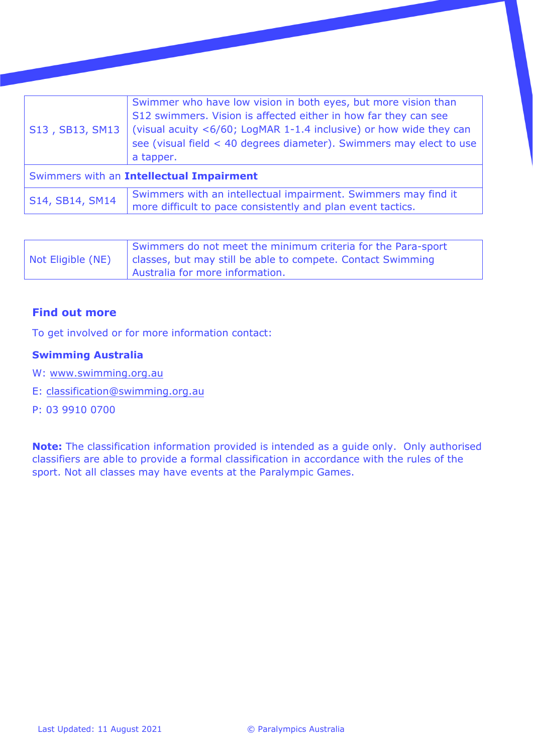| | |
|---|---|
| S13 , SB13, SM13 | Swimmer who have low vision in both eyes, but more vision than S12 swimmers. Vision is affected either in how far they can see (visual acuity <6/60; LogMAR 1-1.4 inclusive) or how wide they can see (visual field < 40 degrees diameter). Swimmers may elect to use a tapper. |
| Swimmers with an **Intellectual Impairment** | |
| S14, SB14, SM14 | Swimmers with an intellectual impairment. Swimmers may find it more difficult to pace consistently and plan event tactics. |

| | |
|---|---|
| Not Eligible (NE) | Swimmers do not meet the minimum criteria for the Para-sport classes, but may still be able to compete. Contact Swimming Australia for more information. |

## Find out more

To get involved or for more information contact:

**Swimming Australia**

W: www.swimming.org.au

E: classification@swimming.org.au

P: 03 9910 0700

**Note:** The classification information provided is intended as a guide only. Only authorised classifiers are able to provide a formal classification in accordance with the rules of the sport. Not all classes may have events at the Paralympic Games.

Last Updated: 11 August 2021 © Paralympics Australia